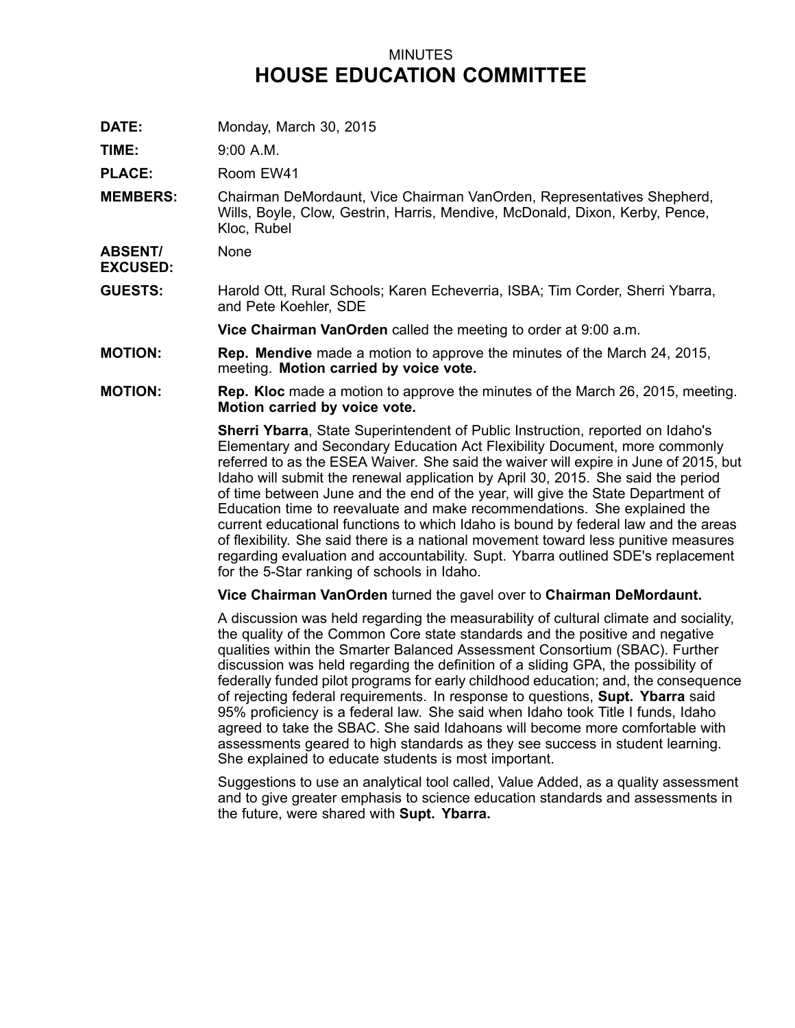MINUTES

# HOUSE EDUCATION COMMITTEE

**DATE:** Monday, March 30, 2015

**TIME:** 9:00 A.M.

**PLACE:** Room EW41

**MEMBERS:** Chairman DeMordaunt, Vice Chairman VanOrden, Representatives Shepherd, Wills, Boyle, Clow, Gestrin, Harris, Mendive, McDonald, Dixon, Kerby, Pence, Kloc, Rubel

**ABSENT/ EXCUSED:** None

**GUESTS:** Harold Ott, Rural Schools; Karen Echeverria, ISBA; Tim Corder, Sherri Ybarra, and Pete Koehler, SDE

**Vice Chairman VanOrden** called the meeting to order at 9:00 a.m.

**MOTION:** **Rep. Mendive** made a motion to approve the minutes of the March 24, 2015, meeting. **Motion carried by voice vote.**

**MOTION:** **Rep. Kloc** made a motion to approve the minutes of the March 26, 2015, meeting. **Motion carried by voice vote.**

**Sherri Ybarra**, State Superintendent of Public Instruction, reported on Idaho's Elementary and Secondary Education Act Flexibility Document, more commonly referred to as the ESEA Waiver. She said the waiver will expire in June of 2015, but Idaho will submit the renewal application by April 30, 2015. She said the period of time between June and the end of the year, will give the State Department of Education time to reevaluate and make recommendations. She explained the current educational functions to which Idaho is bound by federal law and the areas of flexibility. She said there is a national movement toward less punitive measures regarding evaluation and accountability. Supt. Ybarra outlined SDE's replacement for the 5-Star ranking of schools in Idaho.

**Vice Chairman VanOrden** turned the gavel over to **Chairman DeMordaunt.**

A discussion was held regarding the measurability of cultural climate and sociality, the quality of the Common Core state standards and the positive and negative qualities within the Smarter Balanced Assessment Consortium (SBAC). Further discussion was held regarding the definition of a sliding GPA, the possibility of federally funded pilot programs for early childhood education; and, the consequence of rejecting federal requirements. In response to questions, **Supt. Ybarra** said 95% proficiency is a federal law. She said when Idaho took Title I funds, Idaho agreed to take the SBAC. She said Idahoans will become more comfortable with assessments geared to high standards as they see success in student learning. She explained to educate students is most important.

Suggestions to use an analytical tool called, Value Added, as a quality assessment and to give greater emphasis to science education standards and assessments in the future, were shared with **Supt. Ybarra.**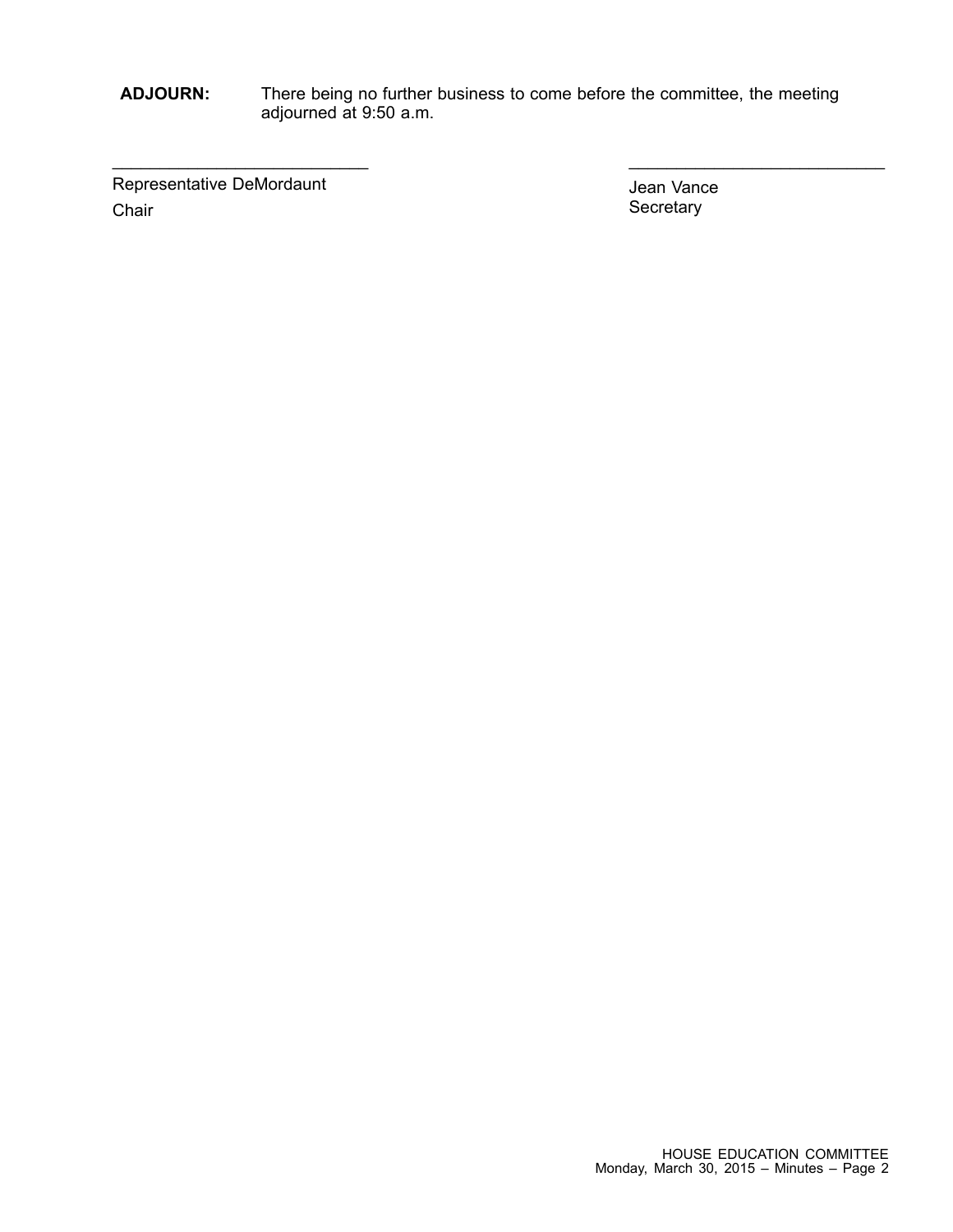**ADJOURN:** There being no further business to come before the committee, the meeting adjourned at 9:50 a.m.

___________________________

Representative DeMordaunt
Chair

___________________________

Jean Vance
Secretary